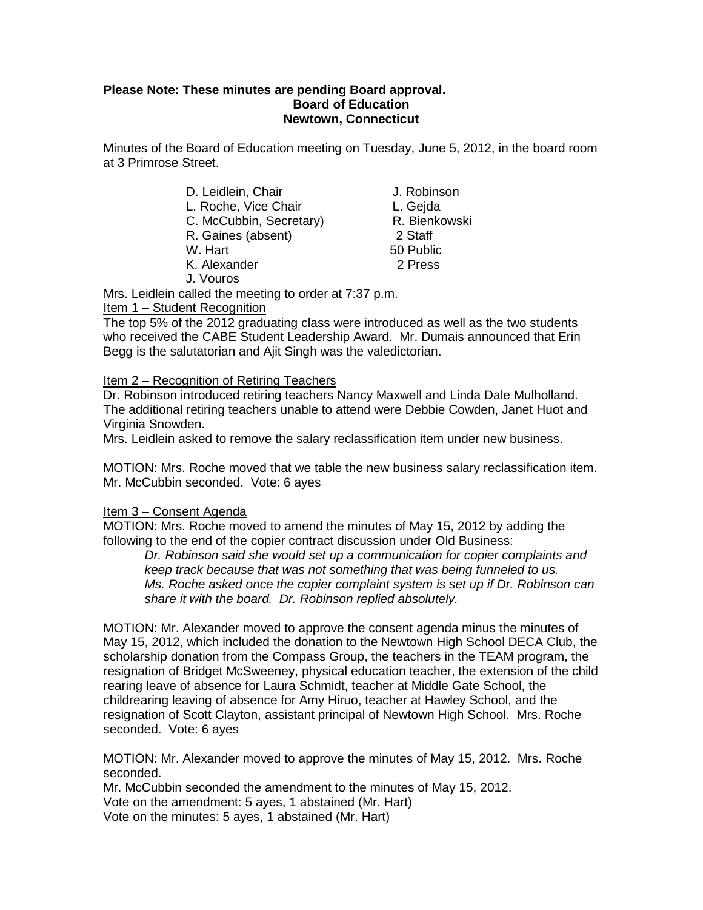**Please Note: These minutes are pending Board approval.**

**Board of Education**

**Newtown, Connecticut**

Minutes of the Board of Education meeting on Tuesday, June 5, 2012, in the board room at 3 Primrose Street.

| | |
|---|---|
| D. Leidlein, Chair | J. Robinson |
| L. Roche, Vice Chair | L. Gejda |
| C. McCubbin, Secretary) | R. Bienkowski |
| R. Gaines (absent) | 2 Staff |
| W. Hart | 50 Public |
| K. Alexander | 2 Press |
| J. Vouros | |

Mrs. Leidlein called the meeting to order at 7:37 p.m.

Item 1 – Student Recognition

The top 5% of the 2012 graduating class were introduced as well as the two students who received the CABE Student Leadership Award. Mr. Dumais announced that Erin Begg is the salutatorian and Ajit Singh was the valedictorian.

Item 2 – Recognition of Retiring Teachers

Dr. Robinson introduced retiring teachers Nancy Maxwell and Linda Dale Mulholland. The additional retiring teachers unable to attend were Debbie Cowden, Janet Huot and Virginia Snowden.

Mrs. Leidlein asked to remove the salary reclassification item under new business.

MOTION: Mrs. Roche moved that we table the new business salary reclassification item. Mr. McCubbin seconded. Vote: 6 ayes

Item 3 – Consent Agenda

MOTION: Mrs. Roche moved to amend the minutes of May 15, 2012 by adding the following to the end of the copier contract discussion under Old Business:

> *Dr. Robinson said she would set up a communication for copier complaints and keep track because that was not something that was being funneled to us. Ms. Roche asked once the copier complaint system is set up if Dr. Robinson can share it with the board. Dr. Robinson replied absolutely.*

MOTION: Mr. Alexander moved to approve the consent agenda minus the minutes of May 15, 2012, which included the donation to the Newtown High School DECA Club, the scholarship donation from the Compass Group, the teachers in the TEAM program, the resignation of Bridget McSweeney, physical education teacher, the extension of the child rearing leave of absence for Laura Schmidt, teacher at Middle Gate School, the childrearing leaving of absence for Amy Hiruo, teacher at Hawley School, and the resignation of Scott Clayton, assistant principal of Newtown High School. Mrs. Roche seconded. Vote: 6 ayes

MOTION: Mr. Alexander moved to approve the minutes of May 15, 2012. Mrs. Roche seconded.

Mr. McCubbin seconded the amendment to the minutes of May 15, 2012.

Vote on the amendment: 5 ayes, 1 abstained (Mr. Hart)

Vote on the minutes: 5 ayes, 1 abstained (Mr. Hart)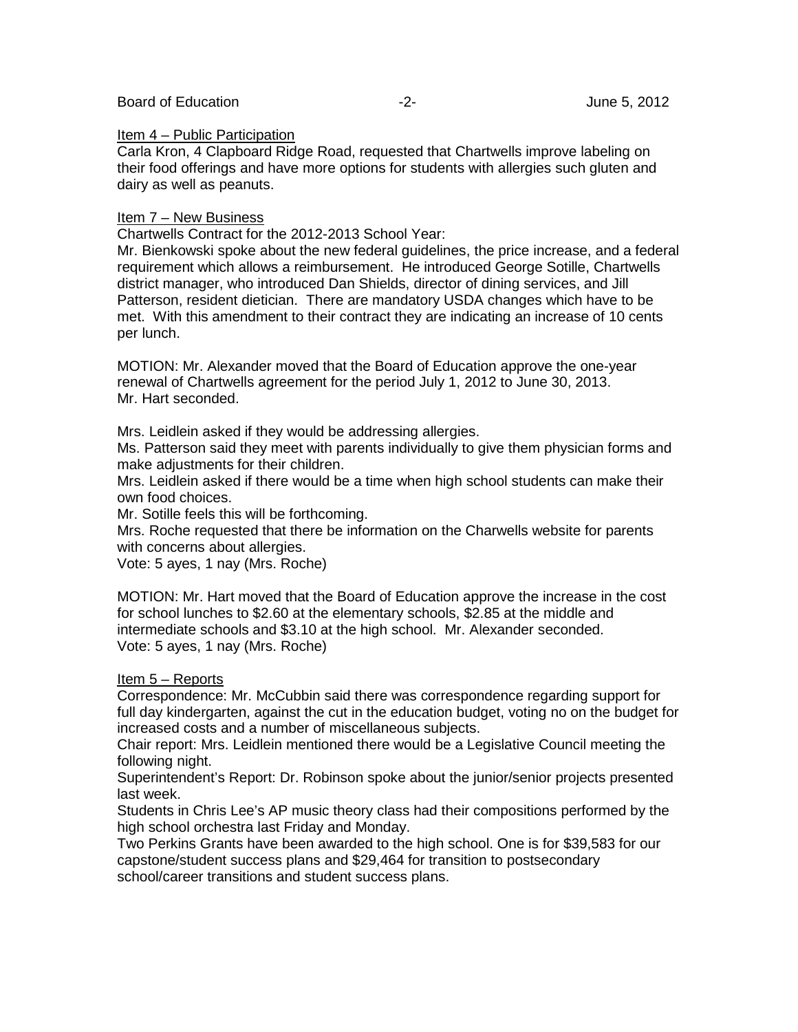Item 4 – Public Participation

Carla Kron, 4 Clapboard Ridge Road, requested that Chartwells improve labeling on their food offerings and have more options for students with allergies such gluten and dairy as well as peanuts.

Item 7 – New Business

Chartwells Contract for the 2012-2013 School Year:

Mr. Bienkowski spoke about the new federal guidelines, the price increase, and a federal requirement which allows a reimbursement. He introduced George Sotille, Chartwells district manager, who introduced Dan Shields, director of dining services, and Jill Patterson, resident dietician. There are mandatory USDA changes which have to be met. With this amendment to their contract they are indicating an increase of 10 cents per lunch.

MOTION: Mr. Alexander moved that the Board of Education approve the one-year renewal of Chartwells agreement for the period July 1, 2012 to June 30, 2013. Mr. Hart seconded.

Mrs. Leidlein asked if they would be addressing allergies.

Ms. Patterson said they meet with parents individually to give them physician forms and make adjustments for their children.

Mrs. Leidlein asked if there would be a time when high school students can make their own food choices.

Mr. Sotille feels this will be forthcoming.

Mrs. Roche requested that there be information on the Charwells website for parents with concerns about allergies.

Vote: 5 ayes, 1 nay (Mrs. Roche)

MOTION: Mr. Hart moved that the Board of Education approve the increase in the cost for school lunches to $2.60 at the elementary schools, $2.85 at the middle and intermediate schools and $3.10 at the high school. Mr. Alexander seconded.

Vote: 5 ayes, 1 nay (Mrs. Roche)

Item 5 – Reports

Correspondence: Mr. McCubbin said there was correspondence regarding support for full day kindergarten, against the cut in the education budget, voting no on the budget for increased costs and a number of miscellaneous subjects.

Chair report: Mrs. Leidlein mentioned there would be a Legislative Council meeting the following night.

Superintendent's Report: Dr. Robinson spoke about the junior/senior projects presented last week.

Students in Chris Lee's AP music theory class had their compositions performed by the high school orchestra last Friday and Monday.

Two Perkins Grants have been awarded to the high school. One is for $39,583 for our capstone/student success plans and $29,464 for transition to postsecondary school/career transitions and student success plans.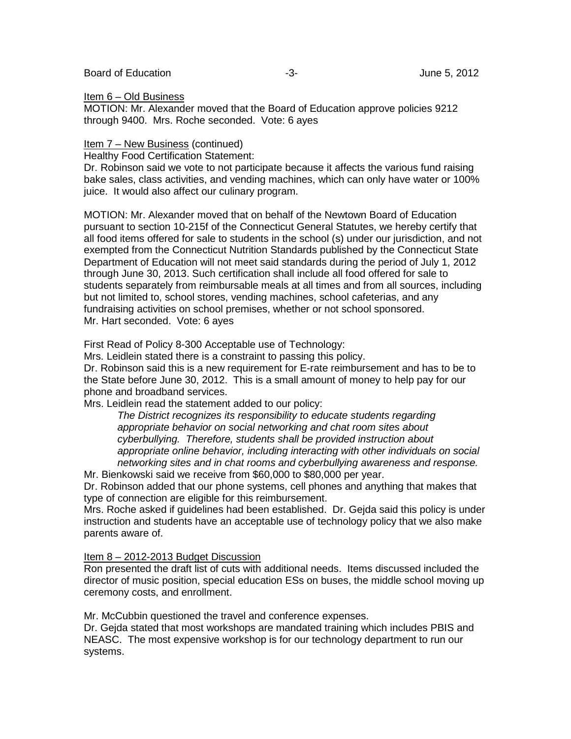Item 6 – Old Business

MOTION: Mr. Alexander moved that the Board of Education approve policies 9212 through 9400. Mrs. Roche seconded. Vote: 6 ayes

Item 7 – New Business (continued)

Healthy Food Certification Statement:

Dr. Robinson said we vote to not participate because it affects the various fund raising bake sales, class activities, and vending machines, which can only have water or 100% juice. It would also affect our culinary program.

MOTION: Mr. Alexander moved that on behalf of the Newtown Board of Education pursuant to section 10-215f of the Connecticut General Statutes, we hereby certify that all food items offered for sale to students in the school (s) under our jurisdiction, and not exempted from the Connecticut Nutrition Standards published by the Connecticut State Department of Education will not meet said standards during the period of July 1, 2012 through June 30, 2013. Such certification shall include all food offered for sale to students separately from reimbursable meals at all times and from all sources, including but not limited to, school stores, vending machines, school cafeterias, and any fundraising activities on school premises, whether or not school sponsored. Mr. Hart seconded. Vote: 6 ayes

First Read of Policy 8-300 Acceptable use of Technology:

Mrs. Leidlein stated there is a constraint to passing this policy.

Dr. Robinson said this is a new requirement for E-rate reimbursement and has to be to the State before June 30, 2012. This is a small amount of money to help pay for our phone and broadband services.

Mrs. Leidlein read the statement added to our policy:

> *The District recognizes its responsibility to educate students regarding appropriate behavior on social networking and chat room sites about cyberbullying. Therefore, students shall be provided instruction about appropriate online behavior, including interacting with other individuals on social networking sites and in chat rooms and cyberbullying awareness and response.*

Mr. Bienkowski said we receive from $60,000 to $80,000 per year.

Dr. Robinson added that our phone systems, cell phones and anything that makes that type of connection are eligible for this reimbursement.

Mrs. Roche asked if guidelines had been established. Dr. Gejda said this policy is under instruction and students have an acceptable use of technology policy that we also make parents aware of.

Item 8 – 2012-2013 Budget Discussion

Ron presented the draft list of cuts with additional needs. Items discussed included the director of music position, special education ESs on buses, the middle school moving up ceremony costs, and enrollment.

Mr. McCubbin questioned the travel and conference expenses.

Dr. Gejda stated that most workshops are mandated training which includes PBIS and NEASC. The most expensive workshop is for our technology department to run our systems.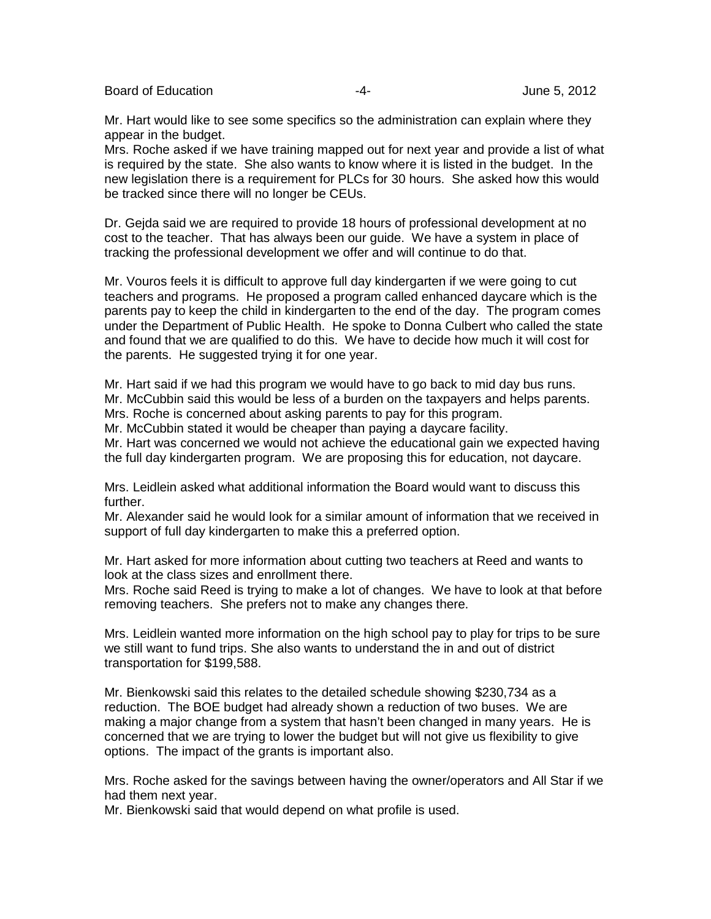Mr. Hart would like to see some specifics so the administration can explain where they appear in the budget.
Mrs. Roche asked if we have training mapped out for next year and provide a list of what is required by the state. She also wants to know where it is listed in the budget. In the new legislation there is a requirement for PLCs for 30 hours. She asked how this would be tracked since there will no longer be CEUs.

Dr. Gejda said we are required to provide 18 hours of professional development at no cost to the teacher. That has always been our guide. We have a system in place of tracking the professional development we offer and will continue to do that.

Mr. Vouros feels it is difficult to approve full day kindergarten if we were going to cut teachers and programs. He proposed a program called enhanced daycare which is the parents pay to keep the child in kindergarten to the end of the day. The program comes under the Department of Public Health. He spoke to Donna Culbert who called the state and found that we are qualified to do this. We have to decide how much it will cost for the parents. He suggested trying it for one year.

Mr. Hart said if we had this program we would have to go back to mid day bus runs.
Mr. McCubbin said this would be less of a burden on the taxpayers and helps parents.
Mrs. Roche is concerned about asking parents to pay for this program.
Mr. McCubbin stated it would be cheaper than paying a daycare facility.
Mr. Hart was concerned we would not achieve the educational gain we expected having the full day kindergarten program. We are proposing this for education, not daycare.

Mrs. Leidlein asked what additional information the Board would want to discuss this further.
Mr. Alexander said he would look for a similar amount of information that we received in support of full day kindergarten to make this a preferred option.

Mr. Hart asked for more information about cutting two teachers at Reed and wants to look at the class sizes and enrollment there.
Mrs. Roche said Reed is trying to make a lot of changes. We have to look at that before removing teachers. She prefers not to make any changes there.

Mrs. Leidlein wanted more information on the high school pay to play for trips to be sure we still want to fund trips. She also wants to understand the in and out of district transportation for $199,588.

Mr. Bienkowski said this relates to the detailed schedule showing $230,734 as a reduction. The BOE budget had already shown a reduction of two buses. We are making a major change from a system that hasn't been changed in many years. He is concerned that we are trying to lower the budget but will not give us flexibility to give options. The impact of the grants is important also.

Mrs. Roche asked for the savings between having the owner/operators and All Star if we had them next year.
Mr. Bienkowski said that would depend on what profile is used.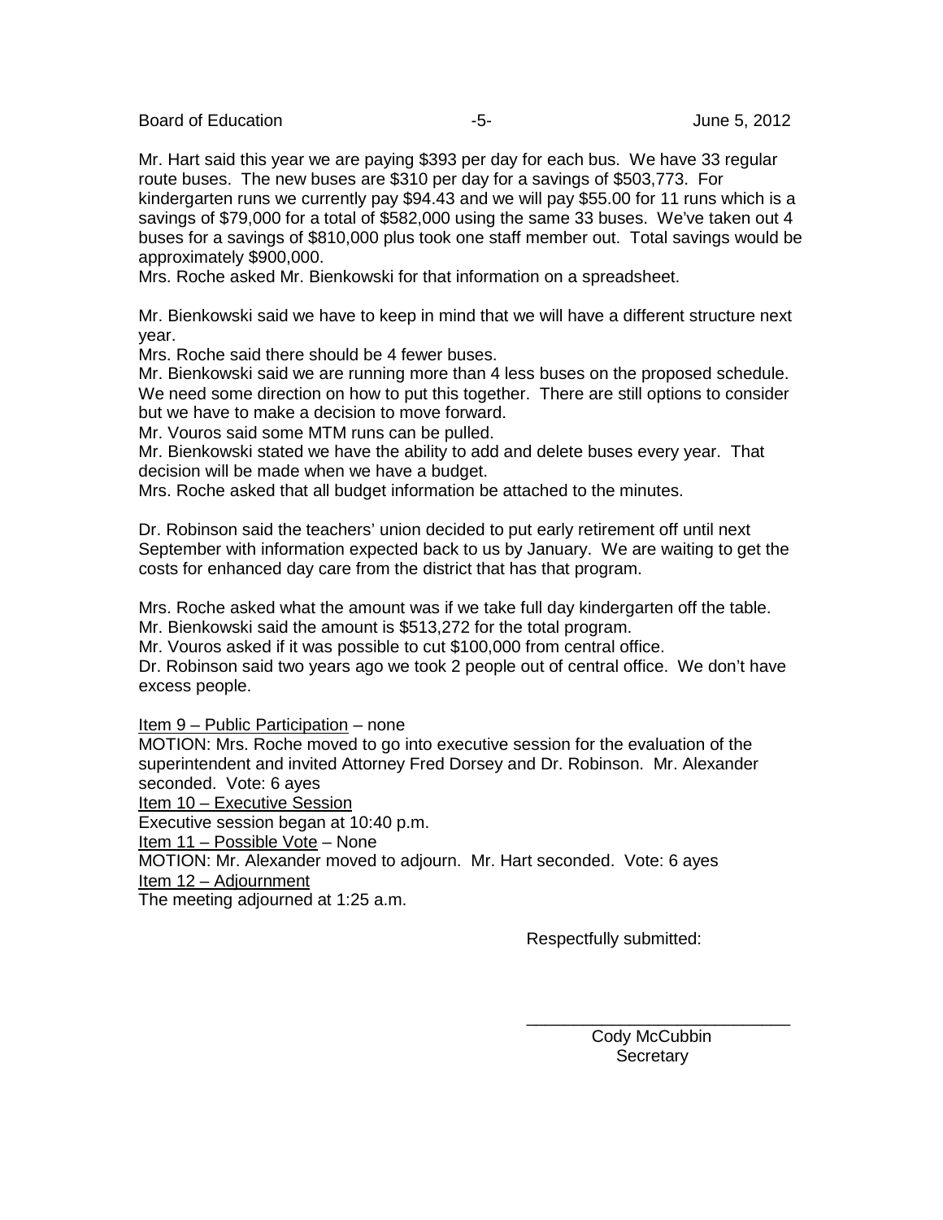Mr. Hart said this year we are paying $393 per day for each bus. We have 33 regular route buses. The new buses are $310 per day for a savings of $503,773. For kindergarten runs we currently pay $94.43 and we will pay $55.00 for 11 runs which is a savings of $79,000 for a total of $582,000 using the same 33 buses. We've taken out 4 buses for a savings of $810,000 plus took one staff member out. Total savings would be approximately $900,000.
Mrs. Roche asked Mr. Bienkowski for that information on a spreadsheet.

Mr. Bienkowski said we have to keep in mind that we will have a different structure next year.
Mrs. Roche said there should be 4 fewer buses.
Mr. Bienkowski said we are running more than 4 less buses on the proposed schedule. We need some direction on how to put this together. There are still options to consider but we have to make a decision to move forward.
Mr. Vouros said some MTM runs can be pulled.
Mr. Bienkowski stated we have the ability to add and delete buses every year. That decision will be made when we have a budget.
Mrs. Roche asked that all budget information be attached to the minutes.

Dr. Robinson said the teachers' union decided to put early retirement off until next September with information expected back to us by January. We are waiting to get the costs for enhanced day care from the district that has that program.

Mrs. Roche asked what the amount was if we take full day kindergarten off the table.
Mr. Bienkowski said the amount is $513,272 for the total program.
Mr. Vouros asked if it was possible to cut $100,000 from central office.
Dr. Robinson said two years ago we took 2 people out of central office. We don't have excess people.

<u>Item 9 – Public Participation</u> – none
MOTION: Mrs. Roche moved to go into executive session for the evaluation of the superintendent and invited Attorney Fred Dorsey and Dr. Robinson. Mr. Alexander seconded. Vote: 6 ayes
<u>Item 10 – Executive Session</u>
Executive session began at 10:40 p.m.
<u>Item 11 – Possible Vote</u> – None
MOTION: Mr. Alexander moved to adjourn. Mr. Hart seconded. Vote: 6 ayes
<u>Item 12 – Adjournment</u>
The meeting adjourned at 1:25 a.m.

Respectfully submitted:

\_\_\_\_\_\_\_\_\_\_\_\_\_\_\_\_\_\_\_\_\_\_\_\_\_\_\_\_

Cody McCubbin
Secretary